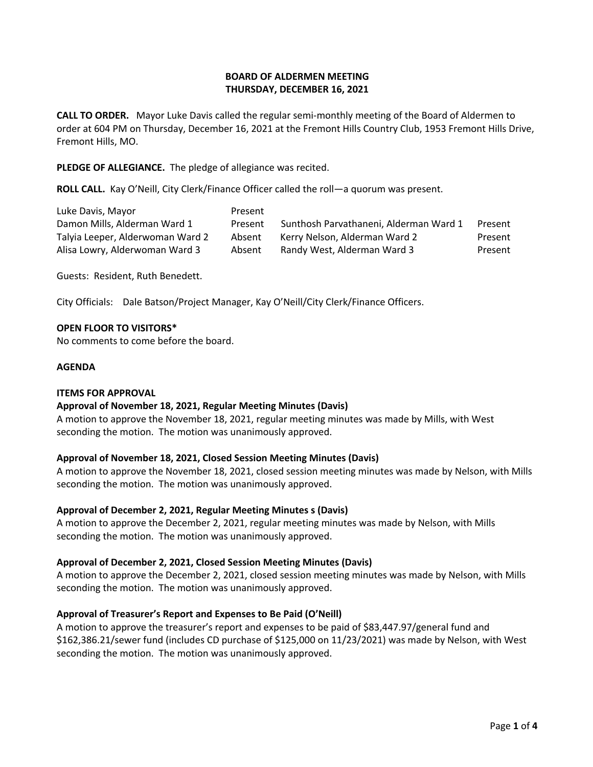**BOARD OF ALDERMEN MEETING**
**THURSDAY, DECEMBER 16, 2021**

**CALL TO ORDER.** Mayor Luke Davis called the regular semi-monthly meeting of the Board of Aldermen to order at 604 PM on Thursday, December 16, 2021 at the Fremont Hills Country Club, 1953 Fremont Hills Drive, Fremont Hills, MO.

**PLEDGE OF ALLEGIANCE.** The pledge of allegiance was recited.

**ROLL CALL.** Kay O'Neill, City Clerk/Finance Officer called the roll—a quorum was present.

| | | | |
|---|---|---|---|
| Luke Davis, Mayor | Present | | |
| Damon Mills, Alderman Ward 1 | Present | Sunthosh Parvathaneni, Alderman Ward 1 | Present |
| Talyia Leeper, Alderwoman Ward 2 | Absent | Kerry Nelson, Alderman Ward 2 | Present |
| Alisa Lowry, Alderwoman Ward 3 | Absent | Randy West, Alderman Ward 3 | Present |

Guests: Resident, Ruth Benedett.

City Officials: Dale Batson/Project Manager, Kay O'Neill/City Clerk/Finance Officers.

**OPEN FLOOR TO VISITORS***
No comments to come before the board.

**AGENDA**

**ITEMS FOR APPROVAL**

**Approval of November 18, 2021, Regular Meeting Minutes (Davis)**
A motion to approve the November 18, 2021, regular meeting minutes was made by Mills, with West seconding the motion. The motion was unanimously approved.

**Approval of November 18, 2021, Closed Session Meeting Minutes (Davis)**
A motion to approve the November 18, 2021, closed session meeting minutes was made by Nelson, with Mills seconding the motion. The motion was unanimously approved.

**Approval of December 2, 2021, Regular Meeting Minutes s (Davis)**
A motion to approve the December 2, 2021, regular meeting minutes was made by Nelson, with Mills seconding the motion. The motion was unanimously approved.

**Approval of December 2, 2021, Closed Session Meeting Minutes (Davis)**
A motion to approve the December 2, 2021, closed session meeting minutes was made by Nelson, with Mills seconding the motion. The motion was unanimously approved.

**Approval of Treasurer's Report and Expenses to Be Paid (O'Neill)**
A motion to approve the treasurer's report and expenses to be paid of $83,447.97/general fund and $162,386.21/sewer fund (includes CD purchase of $125,000 on 11/23/2021) was made by Nelson, with West seconding the motion. The motion was unanimously approved.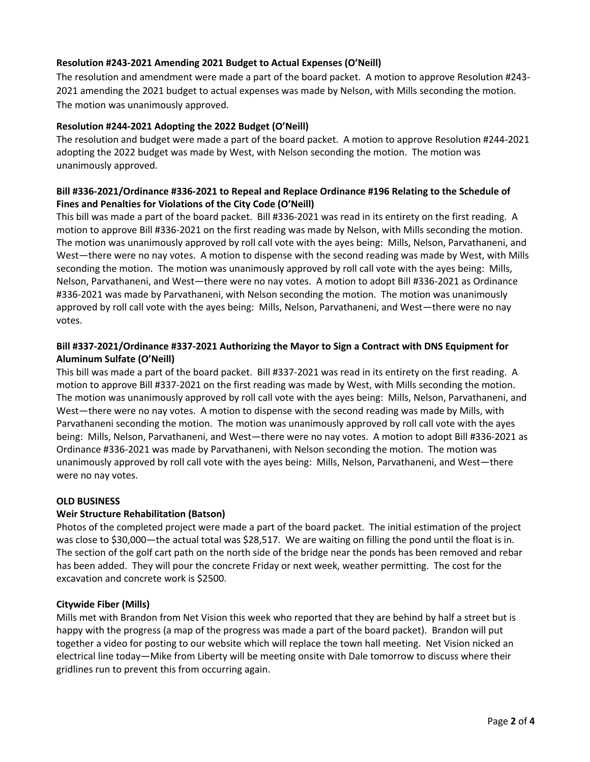**Resolution #243-2021 Amending 2021 Budget to Actual Expenses (O'Neill)**

The resolution and amendment were made a part of the board packet. A motion to approve Resolution #243-2021 amending the 2021 budget to actual expenses was made by Nelson, with Mills seconding the motion. The motion was unanimously approved.

**Resolution #244-2021 Adopting the 2022 Budget (O'Neill)**

The resolution and budget were made a part of the board packet. A motion to approve Resolution #244-2021 adopting the 2022 budget was made by West, with Nelson seconding the motion. The motion was unanimously approved.

**Bill #336-2021/Ordinance #336-2021 to Repeal and Replace Ordinance #196 Relating to the Schedule of Fines and Penalties for Violations of the City Code (O'Neill)**

This bill was made a part of the board packet. Bill #336-2021 was read in its entirety on the first reading. A motion to approve Bill #336-2021 on the first reading was made by Nelson, with Mills seconding the motion. The motion was unanimously approved by roll call vote with the ayes being: Mills, Nelson, Parvathaneni, and West—there were no nay votes. A motion to dispense with the second reading was made by West, with Mills seconding the motion. The motion was unanimously approved by roll call vote with the ayes being: Mills, Nelson, Parvathaneni, and West—there were no nay votes. A motion to adopt Bill #336-2021 as Ordinance #336-2021 was made by Parvathaneni, with Nelson seconding the motion. The motion was unanimously approved by roll call vote with the ayes being: Mills, Nelson, Parvathaneni, and West—there were no nay votes.

**Bill #337-2021/Ordinance #337-2021 Authorizing the Mayor to Sign a Contract with DNS Equipment for Aluminum Sulfate (O'Neill)**

This bill was made a part of the board packet. Bill #337-2021 was read in its entirety on the first reading. A motion to approve Bill #337-2021 on the first reading was made by West, with Mills seconding the motion. The motion was unanimously approved by roll call vote with the ayes being: Mills, Nelson, Parvathaneni, and West—there were no nay votes. A motion to dispense with the second reading was made by Mills, with Parvathaneni seconding the motion. The motion was unanimously approved by roll call vote with the ayes being: Mills, Nelson, Parvathaneni, and West—there were no nay votes. A motion to adopt Bill #336-2021 as Ordinance #336-2021 was made by Parvathaneni, with Nelson seconding the motion. The motion was unanimously approved by roll call vote with the ayes being: Mills, Nelson, Parvathaneni, and West—there were no nay votes.

**OLD BUSINESS**

**Weir Structure Rehabilitation (Batson)**

Photos of the completed project were made a part of the board packet. The initial estimation of the project was close to $30,000—the actual total was $28,517. We are waiting on filling the pond until the float is in. The section of the golf cart path on the north side of the bridge near the ponds has been removed and rebar has been added. They will pour the concrete Friday or next week, weather permitting. The cost for the excavation and concrete work is $2500.

**Citywide Fiber (Mills)**

Mills met with Brandon from Net Vision this week who reported that they are behind by half a street but is happy with the progress (a map of the progress was made a part of the board packet). Brandon will put together a video for posting to our website which will replace the town hall meeting. Net Vision nicked an electrical line today—Mike from Liberty will be meeting onsite with Dale tomorrow to discuss where their gridlines run to prevent this from occurring again.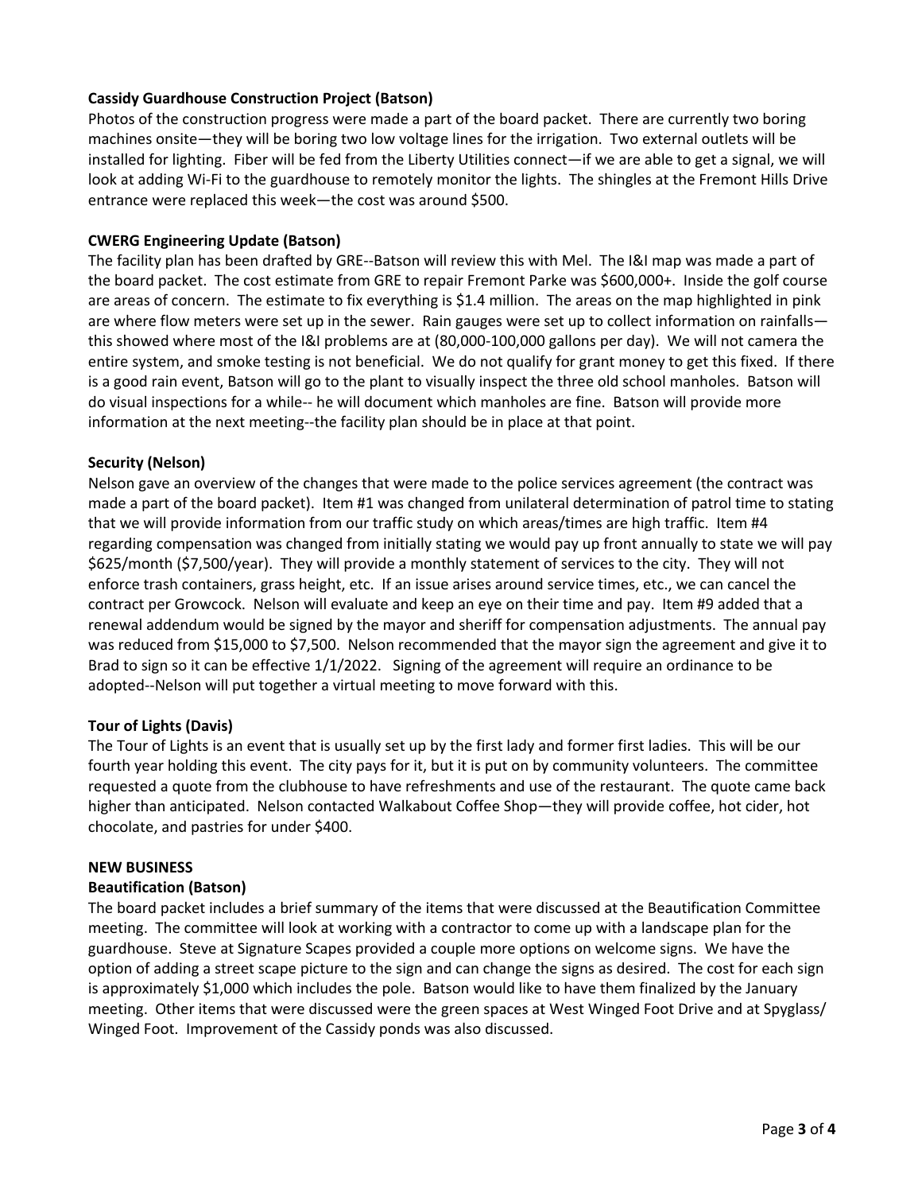**Cassidy Guardhouse Construction Project (Batson)**

Photos of the construction progress were made a part of the board packet. There are currently two boring machines onsite—they will be boring two low voltage lines for the irrigation. Two external outlets will be installed for lighting. Fiber will be fed from the Liberty Utilities connect—if we are able to get a signal, we will look at adding Wi-Fi to the guardhouse to remotely monitor the lights. The shingles at the Fremont Hills Drive entrance were replaced this week—the cost was around $500.

**CWERG Engineering Update (Batson)**

The facility plan has been drafted by GRE--Batson will review this with Mel. The I&I map was made a part of the board packet. The cost estimate from GRE to repair Fremont Parke was $600,000+. Inside the golf course are areas of concern. The estimate to fix everything is $1.4 million. The areas on the map highlighted in pink are where flow meters were set up in the sewer. Rain gauges were set up to collect information on rainfalls—this showed where most of the I&I problems are at (80,000-100,000 gallons per day). We will not camera the entire system, and smoke testing is not beneficial. We do not qualify for grant money to get this fixed. If there is a good rain event, Batson will go to the plant to visually inspect the three old school manholes. Batson will do visual inspections for a while-- he will document which manholes are fine. Batson will provide more information at the next meeting--the facility plan should be in place at that point.

**Security (Nelson)**

Nelson gave an overview of the changes that were made to the police services agreement (the contract was made a part of the board packet). Item #1 was changed from unilateral determination of patrol time to stating that we will provide information from our traffic study on which areas/times are high traffic. Item #4 regarding compensation was changed from initially stating we would pay up front annually to state we will pay $625/month ($7,500/year). They will provide a monthly statement of services to the city. They will not enforce trash containers, grass height, etc. If an issue arises around service times, etc., we can cancel the contract per Growcock. Nelson will evaluate and keep an eye on their time and pay. Item #9 added that a renewal addendum would be signed by the mayor and sheriff for compensation adjustments. The annual pay was reduced from $15,000 to $7,500. Nelson recommended that the mayor sign the agreement and give it to Brad to sign so it can be effective 1/1/2022. Signing of the agreement will require an ordinance to be adopted--Nelson will put together a virtual meeting to move forward with this.

**Tour of Lights (Davis)**

The Tour of Lights is an event that is usually set up by the first lady and former first ladies. This will be our fourth year holding this event. The city pays for it, but it is put on by community volunteers. The committee requested a quote from the clubhouse to have refreshments and use of the restaurant. The quote came back higher than anticipated. Nelson contacted Walkabout Coffee Shop—they will provide coffee, hot cider, hot chocolate, and pastries for under $400.

**NEW BUSINESS**

**Beautification (Batson)**

The board packet includes a brief summary of the items that were discussed at the Beautification Committee meeting. The committee will look at working with a contractor to come up with a landscape plan for the guardhouse. Steve at Signature Scapes provided a couple more options on welcome signs. We have the option of adding a street scape picture to the sign and can change the signs as desired. The cost for each sign is approximately $1,000 which includes the pole. Batson would like to have them finalized by the January meeting. Other items that were discussed were the green spaces at West Winged Foot Drive and at Spyglass/Winged Foot. Improvement of the Cassidy ponds was also discussed.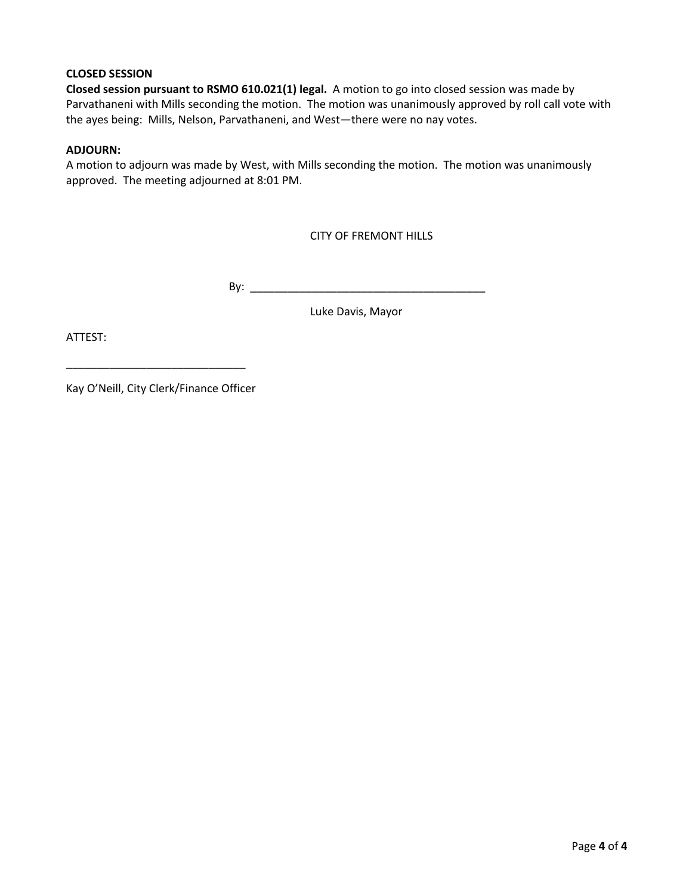**CLOSED SESSION**

**Closed session pursuant to RSMO 610.021(1) legal.** A motion to go into closed session was made by Parvathaneni with Mills seconding the motion. The motion was unanimously approved by roll call vote with the ayes being: Mills, Nelson, Parvathaneni, and West—there were no nay votes.

**ADJOURN:**

A motion to adjourn was made by West, with Mills seconding the motion. The motion was unanimously approved. The meeting adjourned at 8:01 PM.

CITY OF FREMONT HILLS

By: _______________________________________

Luke Davis, Mayor

ATTEST:

_____________________________

Kay O'Neill, City Clerk/Finance Officer